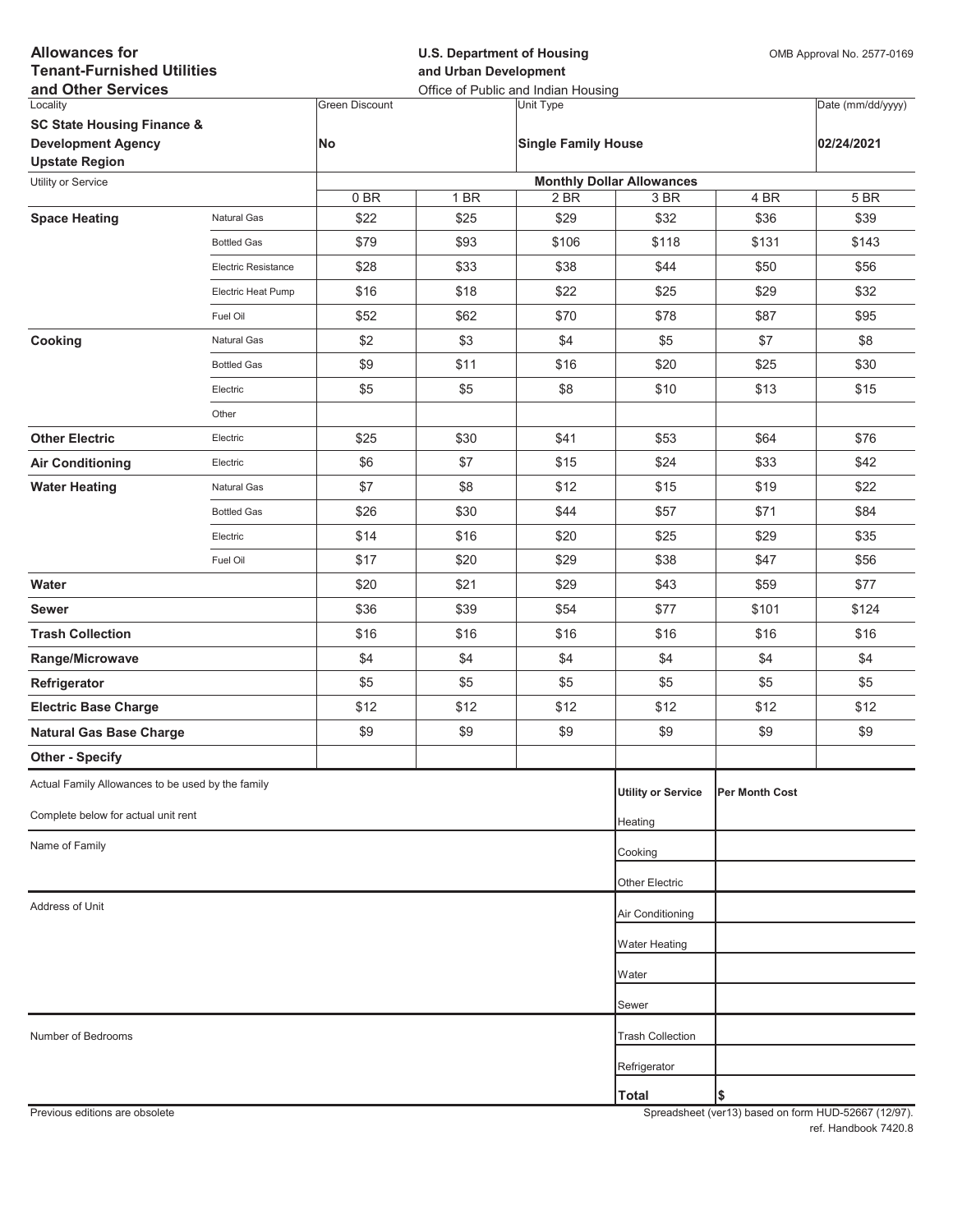**Allowances for Tenant-Furnished Utilities and Other Services**

**U.S. Department of Housing and Urban Development**
Office of Public and Indian Housing

OMB Approval No. 2577-0169

| Locality | Green Discount | Unit Type | Date (mm/dd/yyyy) |
|---|---|---|---|
| **SC State Housing Finance & Development Agency Upstate Region** | **No** | **Single Family House** | **02/24/2021** |

| Utility or Service | | Monthly Dollar Allowances | | | | | |
|---|---|---|---|---|---|---|---|
| | | 0 BR | 1 BR | 2 BR | 3 BR | 4 BR | 5 BR |
| **Space Heating** | Natural Gas | $22 | $25 | $29 | $32 | $36 | $39 |
| | Bottled Gas | $79 | $93 | $106 | $118 | $131 | $143 |
| | Electric Resistance | $28 | $33 | $38 | $44 | $50 | $56 |
| | Electric Heat Pump | $16 | $18 | $22 | $25 | $29 | $32 |
| | Fuel Oil | $52 | $62 | $70 | $78 | $87 | $95 |
| **Cooking** | Natural Gas | $2 | $3 | $4 | $5 | $7 | $8 |
| | Bottled Gas | $9 | $11 | $16 | $20 | $25 | $30 |
| | Electric | $5 | $5 | $8 | $10 | $13 | $15 |
| | Other | | | | | | |
| **Other Electric** | Electric | $25 | $30 | $41 | $53 | $64 | $76 |
| **Air Conditioning** | Electric | $6 | $7 | $15 | $24 | $33 | $42 |
| **Water Heating** | Natural Gas | $7 | $8 | $12 | $15 | $19 | $22 |
| | Bottled Gas | $26 | $30 | $44 | $57 | $71 | $84 |
| | Electric | $14 | $16 | $20 | $25 | $29 | $35 |
| | Fuel Oil | $17 | $20 | $29 | $38 | $47 | $56 |
| **Water** | | $20 | $21 | $29 | $43 | $59 | $77 |
| **Sewer** | | $36 | $39 | $54 | $77 | $101 | $124 |
| **Trash Collection** | | $16 | $16 | $16 | $16 | $16 | $16 |
| **Range/Microwave** | | $4 | $4 | $4 | $4 | $4 | $4 |
| **Refrigerator** | | $5 | $5 | $5 | $5 | $5 | $5 |
| **Electric Base Charge** | | $12 | $12 | $12 | $12 | $12 | $12 |
| **Natural Gas Base Charge** | | $9 | $9 | $9 | $9 | $9 | $9 |
| **Other - Specify** | | | | | | | |

Actual Family Allowances to be used by the family

Complete below for actual unit rent

Name of Family

Address of Unit

Number of Bedrooms

| Utility or Service | Per Month Cost |
|---|---|
| Heating | |
| Cooking | |
| Other Electric | |
| Air Conditioning | |
| Water Heating | |
| Water | |
| Sewer | |
| Trash Collection | |
| Refrigerator | |
| **Total** | $ |

Previous editions are obsolete

Spreadsheet (ver13) based on form HUD-52667 (12/97). ref. Handbook 7420.8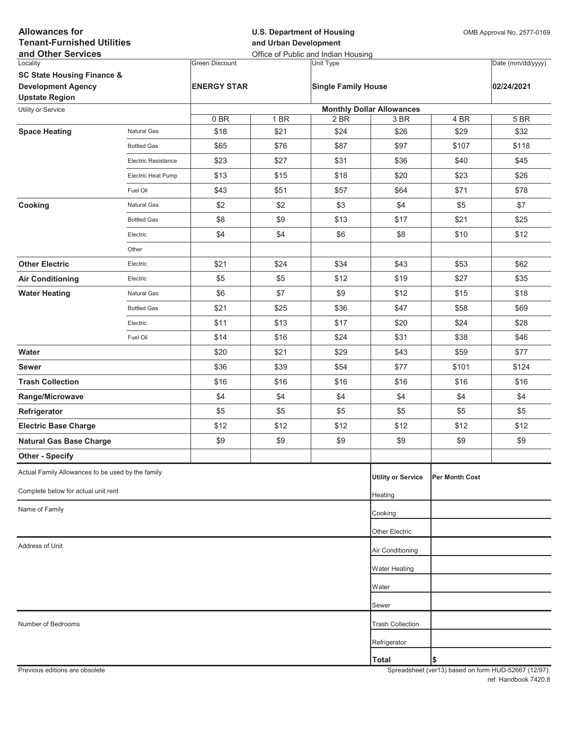**Allowances for Tenant-Furnished Utilities and Other Services**

**U.S. Department of Housing and Urban Development**
Office of Public and Indian Housing

OMB Approval No. 2577-0169

| Locality | Green Discount | Unit Type | Date (mm/dd/yyyy) |
|---|---|---|---|
| **SC State Housing Finance & Development Agency Upstate Region** | **ENERGY STAR** | **Single Family House** | **02/24/2021** |

| Utility or Service | | Monthly Dollar Allowances | | | | | |
|---|---|---|---|---|---|---|---|
| | | 0 BR | 1 BR | 2 BR | 3 BR | 4 BR | 5 BR |
| **Space Heating** | Natural Gas | $18 | $21 | $24 | $26 | $29 | $32 |
| | Bottled Gas | $65 | $76 | $87 | $97 | $107 | $118 |
| | Electric Resistance | $23 | $27 | $31 | $36 | $40 | $45 |
| | Electric Heat Pump | $13 | $15 | $18 | $20 | $23 | $26 |
| | Fuel Oil | $43 | $51 | $57 | $64 | $71 | $78 |
| **Cooking** | Natural Gas | $2 | $2 | $3 | $4 | $5 | $7 |
| | Bottled Gas | $8 | $9 | $13 | $17 | $21 | $25 |
| | Electric | $4 | $4 | $6 | $8 | $10 | $12 |
| | Other | | | | | | |
| **Other Electric** | Electric | $21 | $24 | $34 | $43 | $53 | $62 |
| **Air Conditioning** | Electric | $5 | $5 | $12 | $19 | $27 | $35 |
| **Water Heating** | Natural Gas | $6 | $7 | $9 | $12 | $15 | $18 |
| | Bottled Gas | $21 | $25 | $36 | $47 | $58 | $69 |
| | Electric | $11 | $13 | $17 | $20 | $24 | $28 |
| | Fuel Oil | $14 | $16 | $24 | $31 | $38 | $46 |
| **Water** | | $20 | $21 | $29 | $43 | $59 | $77 |
| **Sewer** | | $36 | $39 | $54 | $77 | $101 | $124 |
| **Trash Collection** | | $16 | $16 | $16 | $16 | $16 | $16 |
| **Range/Microwave** | | $4 | $4 | $4 | $4 | $4 | $4 |
| **Refrigerator** | | $5 | $5 | $5 | $5 | $5 | $5 |
| **Electric Base Charge** | | $12 | $12 | $12 | $12 | $12 | $12 |
| **Natural Gas Base Charge** | | $9 | $9 | $9 | $9 | $9 | $9 |
| **Other - Specify** | | | | | | | |

Actual Family Allowances to be used by the family

Complete below for actual unit rent

Name of Family

Address of Unit

Number of Bedrooms

| Utility or Service | Per Month Cost |
|---|---|
| Heating | |
| Cooking | |
| Other Electric | |
| Air Conditioning | |
| Water Heating | |
| Water | |
| Sewer | |
| Trash Collection | |
| Refrigerator | |
| **Total** | $ |

Previous editions are obsolete

Spreadsheet (ver13) based on form HUD-52667 (12/97). ref. Handbook 7420.8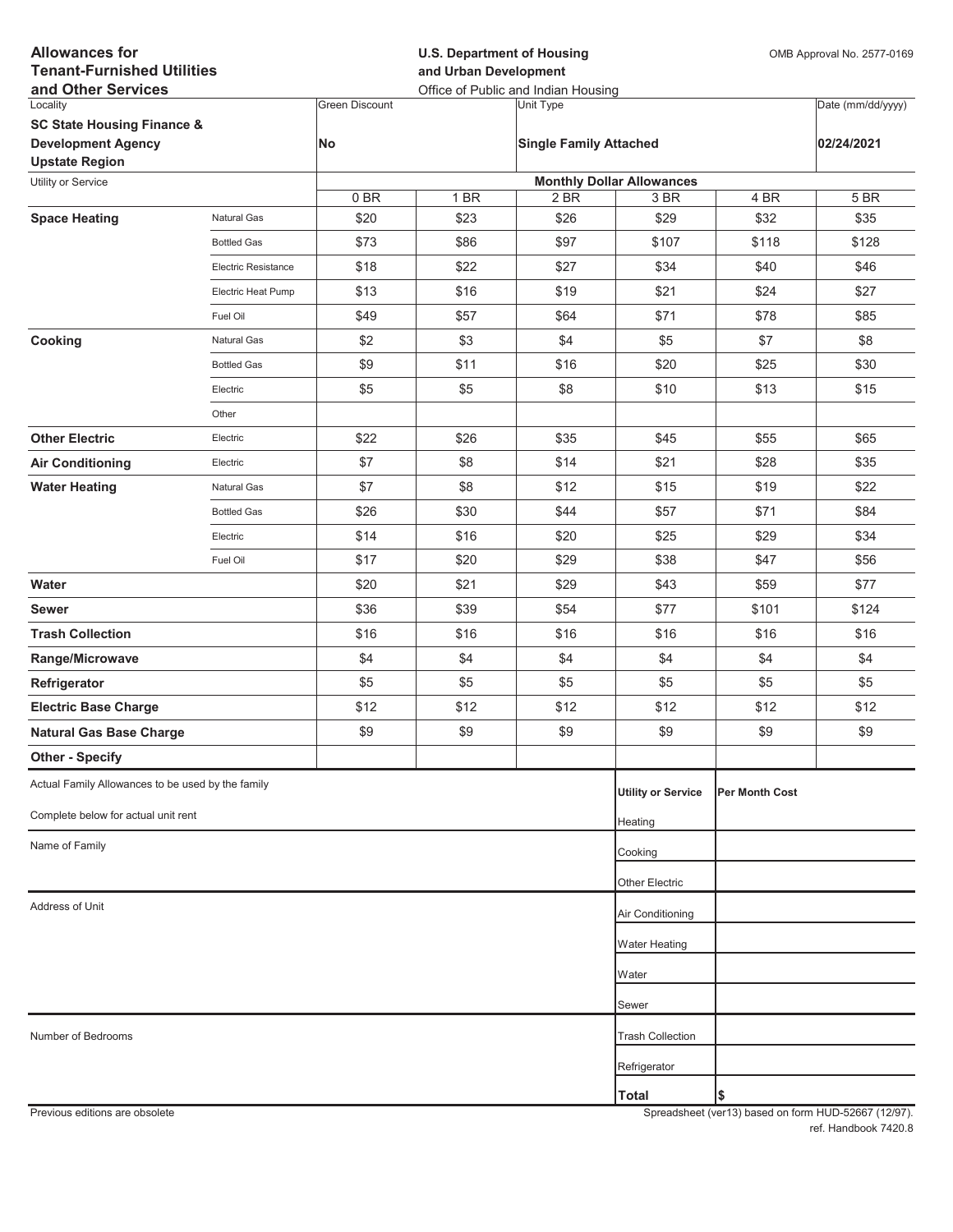**Allowances for Tenant-Furnished Utilities and Other Services**

**U.S. Department of Housing and Urban Development**
Office of Public and Indian Housing

OMB Approval No. 2577-0169

| Locality | Green Discount | Unit Type | Date (mm/dd/yyyy) |
|---|---|---|---|
| **SC State Housing Finance & Development Agency Upstate Region** | **No** | **Single Family Attached** | **02/24/2021** |

| Utility or Service | | Monthly Dollar Allowances | | | | | |
|---|---|---|---|---|---|---|---|
| | | 0 BR | 1 BR | 2 BR | 3 BR | 4 BR | 5 BR |
| **Space Heating** | Natural Gas | $20 | $23 | $26 | $29 | $32 | $35 |
| | Bottled Gas | $73 | $86 | $97 | $107 | $118 | $128 |
| | Electric Resistance | $18 | $22 | $27 | $34 | $40 | $46 |
| | Electric Heat Pump | $13 | $16 | $19 | $21 | $24 | $27 |
| | Fuel Oil | $49 | $57 | $64 | $71 | $78 | $85 |
| **Cooking** | Natural Gas | $2 | $3 | $4 | $5 | $7 | $8 |
| | Bottled Gas | $9 | $11 | $16 | $20 | $25 | $30 |
| | Electric | $5 | $5 | $8 | $10 | $13 | $15 |
| | Other | | | | | | |
| **Other Electric** | Electric | $22 | $26 | $35 | $45 | $55 | $65 |
| **Air Conditioning** | Electric | $7 | $8 | $14 | $21 | $28 | $35 |
| **Water Heating** | Natural Gas | $7 | $8 | $12 | $15 | $19 | $22 |
| | Bottled Gas | $26 | $30 | $44 | $57 | $71 | $84 |
| | Electric | $14 | $16 | $20 | $25 | $29 | $34 |
| | Fuel Oil | $17 | $20 | $29 | $38 | $47 | $56 |
| **Water** | | $20 | $21 | $29 | $43 | $59 | $77 |
| **Sewer** | | $36 | $39 | $54 | $77 | $101 | $124 |
| **Trash Collection** | | $16 | $16 | $16 | $16 | $16 | $16 |
| **Range/Microwave** | | $4 | $4 | $4 | $4 | $4 | $4 |
| **Refrigerator** | | $5 | $5 | $5 | $5 | $5 | $5 |
| **Electric Base Charge** | | $12 | $12 | $12 | $12 | $12 | $12 |
| **Natural Gas Base Charge** | | $9 | $9 | $9 | $9 | $9 | $9 |
| **Other - Specify** | | | | | | | |

Actual Family Allowances to be used by the family

Complete below for actual unit rent

Name of Family

Address of Unit

Number of Bedrooms

| Utility or Service | Per Month Cost |
|---|---|
| Heating | |
| Cooking | |
| Other Electric | |
| Air Conditioning | |
| Water Heating | |
| Water | |
| Sewer | |
| Trash Collection | |
| Refrigerator | |
| **Total** | **$** |

Previous editions are obsolete

Spreadsheet (ver13) based on form HUD-52667 (12/97). ref. Handbook 7420.8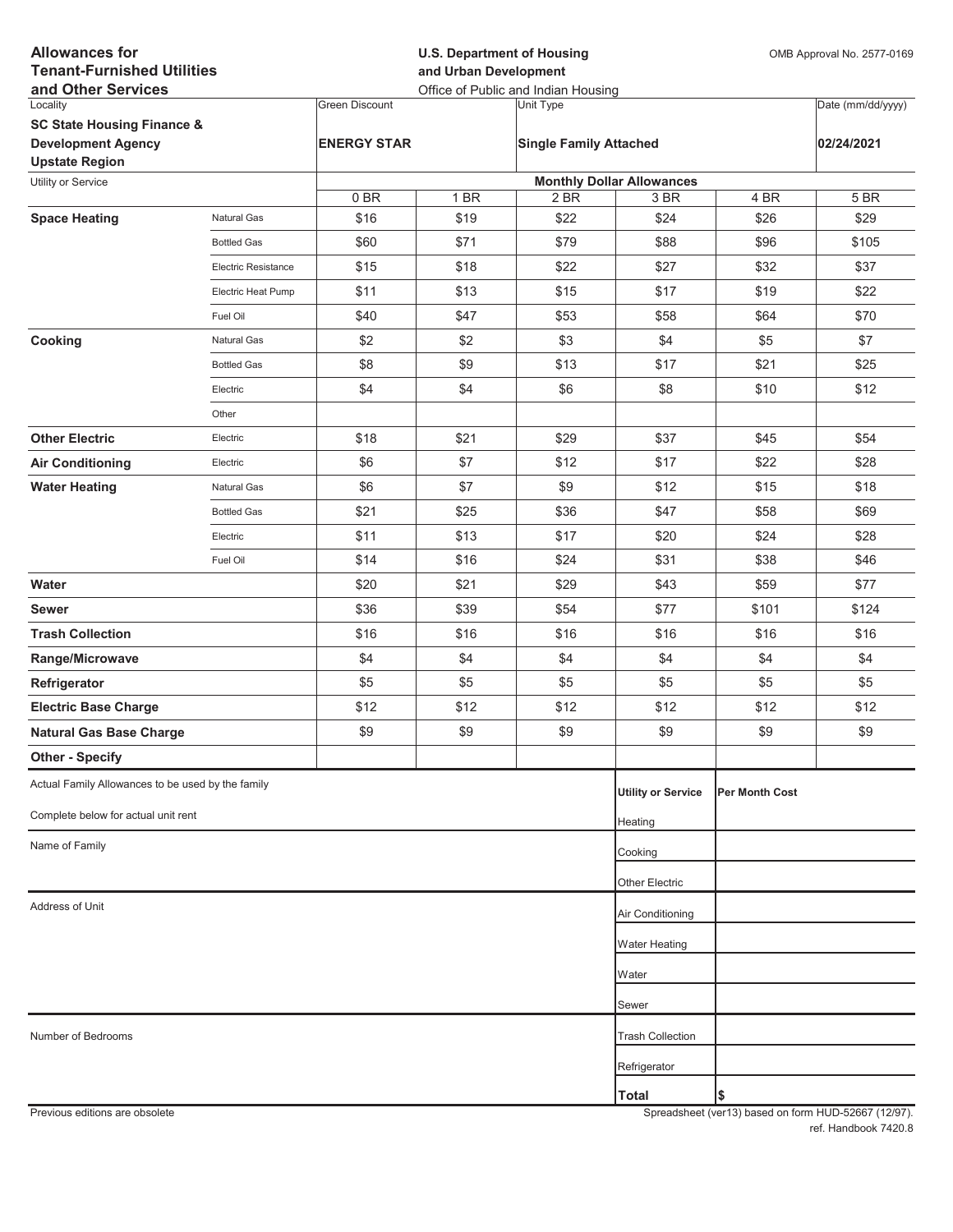**Allowances for Tenant-Furnished Utilities and Other Services**

**U.S. Department of Housing and Urban Development**
Office of Public and Indian Housing

OMB Approval No. 2577-0169

| Locality | Green Discount | Unit Type | Date (mm/dd/yyyy) |
|---|---|---|---|
| **SC State Housing Finance & Development Agency Upstate Region** | **ENERGY STAR** | **Single Family Attached** | **02/24/2021** |

| Utility or Service | | Monthly Dollar Allowances | | | | | |
|---|---|---|---|---|---|---|---|
| | | 0 BR | 1 BR | 2 BR | 3 BR | 4 BR | 5 BR |
| **Space Heating** | Natural Gas | $16 | $19 | $22 | $24 | $26 | $29 |
| | Bottled Gas | $60 | $71 | $79 | $88 | $96 | $105 |
| | Electric Resistance | $15 | $18 | $22 | $27 | $32 | $37 |
| | Electric Heat Pump | $11 | $13 | $15 | $17 | $19 | $22 |
| | Fuel Oil | $40 | $47 | $53 | $58 | $64 | $70 |
| **Cooking** | Natural Gas | $2 | $2 | $3 | $4 | $5 | $7 |
| | Bottled Gas | $8 | $9 | $13 | $17 | $21 | $25 |
| | Electric | $4 | $4 | $6 | $8 | $10 | $12 |
| | Other | | | | | | |
| **Other Electric** | Electric | $18 | $21 | $29 | $37 | $45 | $54 |
| **Air Conditioning** | Electric | $6 | $7 | $12 | $17 | $22 | $28 |
| **Water Heating** | Natural Gas | $6 | $7 | $9 | $12 | $15 | $18 |
| | Bottled Gas | $21 | $25 | $36 | $47 | $58 | $69 |
| | Electric | $11 | $13 | $17 | $20 | $24 | $28 |
| | Fuel Oil | $14 | $16 | $24 | $31 | $38 | $46 |
| **Water** | | $20 | $21 | $29 | $43 | $59 | $77 |
| **Sewer** | | $36 | $39 | $54 | $77 | $101 | $124 |
| **Trash Collection** | | $16 | $16 | $16 | $16 | $16 | $16 |
| **Range/Microwave** | | $4 | $4 | $4 | $4 | $4 | $4 |
| **Refrigerator** | | $5 | $5 | $5 | $5 | $5 | $5 |
| **Electric Base Charge** | | $12 | $12 | $12 | $12 | $12 | $12 |
| **Natural Gas Base Charge** | | $9 | $9 | $9 | $9 | $9 | $9 |
| **Other - Specify** | | | | | | | |

Actual Family Allowances to be used by the family

Complete below for actual unit rent

Name of Family

Address of Unit

Number of Bedrooms

| Utility or Service | Per Month Cost |
|---|---|
| Heating | |
| Cooking | |
| Other Electric | |
| Air Conditioning | |
| Water Heating | |
| Water | |
| Sewer | |
| Trash Collection | |
| Refrigerator | |
| **Total** | $ |

Previous editions are obsolete

Spreadsheet (ver13) based on form HUD-52667 (12/97).
ref. Handbook 7420.8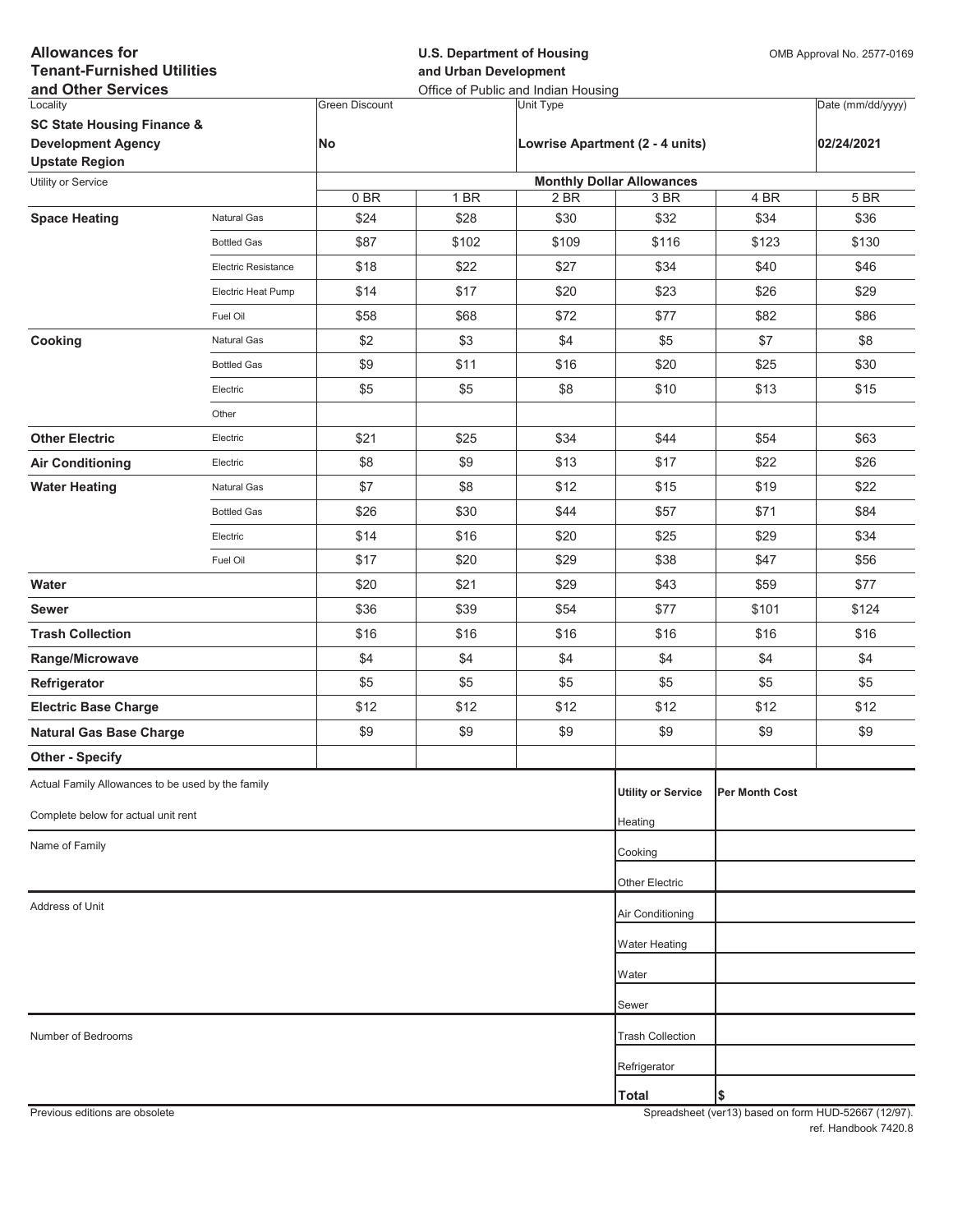**Allowances for Tenant-Furnished Utilities and Other Services**

**U.S. Department of Housing and Urban Development**
Office of Public and Indian Housing

OMB Approval No. 2577-0169

| Locality | Green Discount | Unit Type | Date (mm/dd/yyyy) |
|---|---|---|---|
| **SC State Housing Finance & Development Agency Upstate Region** | **No** | **Lowrise Apartment (2 - 4 units)** | **02/24/2021** |

| Utility or Service | | Monthly Dollar Allowances | | | | | |
|---|---|---|---|---|---|---|---|
| | | 0 BR | 1 BR | 2 BR | 3 BR | 4 BR | 5 BR |
| **Space Heating** | Natural Gas | $24 | $28 | $30 | $32 | $34 | $36 |
| | Bottled Gas | $87 | $102 | $109 | $116 | $123 | $130 |
| | Electric Resistance | $18 | $22 | $27 | $34 | $40 | $46 |
| | Electric Heat Pump | $14 | $17 | $20 | $23 | $26 | $29 |
| | Fuel Oil | $58 | $68 | $72 | $77 | $82 | $86 |
| **Cooking** | Natural Gas | $2 | $3 | $4 | $5 | $7 | $8 |
| | Bottled Gas | $9 | $11 | $16 | $20 | $25 | $30 |
| | Electric | $5 | $5 | $8 | $10 | $13 | $15 |
| | Other | | | | | | |
| **Other Electric** | Electric | $21 | $25 | $34 | $44 | $54 | $63 |
| **Air Conditioning** | Electric | $8 | $9 | $13 | $17 | $22 | $26 |
| **Water Heating** | Natural Gas | $7 | $8 | $12 | $15 | $19 | $22 |
| | Bottled Gas | $26 | $30 | $44 | $57 | $71 | $84 |
| | Electric | $14 | $16 | $20 | $25 | $29 | $34 |
| | Fuel Oil | $17 | $20 | $29 | $38 | $47 | $56 |
| **Water** | | $20 | $21 | $29 | $43 | $59 | $77 |
| **Sewer** | | $36 | $39 | $54 | $77 | $101 | $124 |
| **Trash Collection** | | $16 | $16 | $16 | $16 | $16 | $16 |
| **Range/Microwave** | | $4 | $4 | $4 | $4 | $4 | $4 |
| **Refrigerator** | | $5 | $5 | $5 | $5 | $5 | $5 |
| **Electric Base Charge** | | $12 | $12 | $12 | $12 | $12 | $12 |
| **Natural Gas Base Charge** | | $9 | $9 | $9 | $9 | $9 | $9 |
| **Other - Specify** | | | | | | | |

Actual Family Allowances to be used by the family

Complete below for actual unit rent

Name of Family

Address of Unit

Number of Bedrooms

| Utility or Service | Per Month Cost |
|---|---|
| Heating | |
| Cooking | |
| Other Electric | |
| Air Conditioning | |
| Water Heating | |
| Water | |
| Sewer | |
| Trash Collection | |
| Refrigerator | |
| **Total** | $ |

Previous editions are obsolete

Spreadsheet (ver13) based on form HUD-52667 (12/97). ref. Handbook 7420.8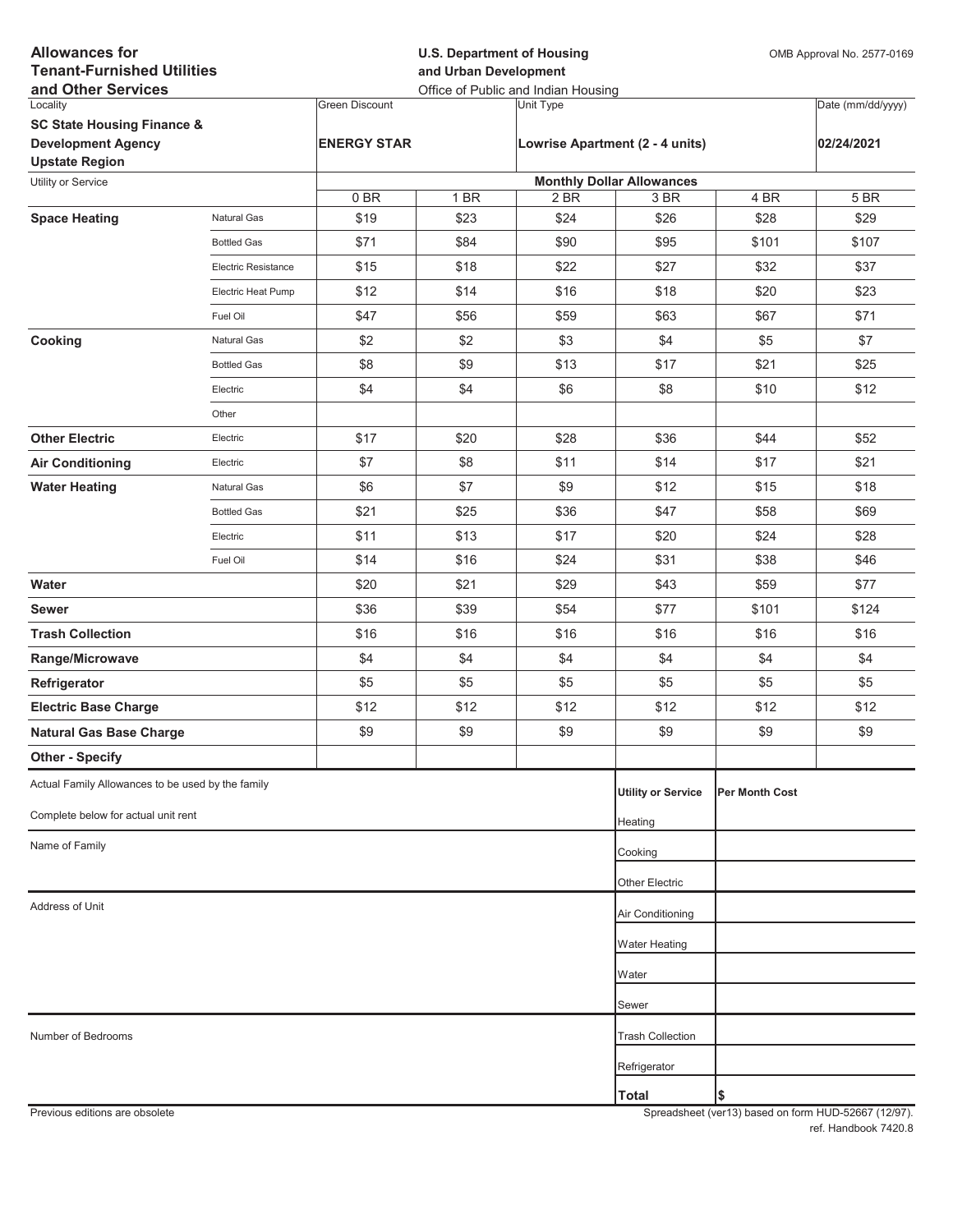**Allowances for Tenant-Furnished Utilities and Other Services**

**U.S. Department of Housing and Urban Development**
Office of Public and Indian Housing

OMB Approval No. 2577-0169

| Locality | Green Discount | Unit Type | Date (mm/dd/yyyy) |
|---|---|---|---|
| **SC State Housing Finance & Development Agency Upstate Region** | **ENERGY STAR** | **Lowrise Apartment (2 - 4 units)** | **02/24/2021** |

| Utility or Service | | Monthly Dollar Allowances | | | | | |
|---|---|---|---|---|---|---|---|
| | | 0 BR | 1 BR | 2 BR | 3 BR | 4 BR | 5 BR |
| **Space Heating** | Natural Gas | $19 | $23 | $24 | $26 | $28 | $29 |
| | Bottled Gas | $71 | $84 | $90 | $95 | $101 | $107 |
| | Electric Resistance | $15 | $18 | $22 | $27 | $32 | $37 |
| | Electric Heat Pump | $12 | $14 | $16 | $18 | $20 | $23 |
| | Fuel Oil | $47 | $56 | $59 | $63 | $67 | $71 |
| **Cooking** | Natural Gas | $2 | $2 | $3 | $4 | $5 | $7 |
| | Bottled Gas | $8 | $9 | $13 | $17 | $21 | $25 |
| | Electric | $4 | $4 | $6 | $8 | $10 | $12 |
| | Other | | | | | | |
| **Other Electric** | Electric | $17 | $20 | $28 | $36 | $44 | $52 |
| **Air Conditioning** | Electric | $7 | $8 | $11 | $14 | $17 | $21 |
| **Water Heating** | Natural Gas | $6 | $7 | $9 | $12 | $15 | $18 |
| | Bottled Gas | $21 | $25 | $36 | $47 | $58 | $69 |
| | Electric | $11 | $13 | $17 | $20 | $24 | $28 |
| | Fuel Oil | $14 | $16 | $24 | $31 | $38 | $46 |
| **Water** | | $20 | $21 | $29 | $43 | $59 | $77 |
| **Sewer** | | $36 | $39 | $54 | $77 | $101 | $124 |
| **Trash Collection** | | $16 | $16 | $16 | $16 | $16 | $16 |
| **Range/Microwave** | | $4 | $4 | $4 | $4 | $4 | $4 |
| **Refrigerator** | | $5 | $5 | $5 | $5 | $5 | $5 |
| **Electric Base Charge** | | $12 | $12 | $12 | $12 | $12 | $12 |
| **Natural Gas Base Charge** | | $9 | $9 | $9 | $9 | $9 | $9 |
| **Other - Specify** | | | | | | | |

Actual Family Allowances to be used by the family

Complete below for actual unit rent

Name of Family

Address of Unit

Number of Bedrooms

| Utility or Service | Per Month Cost |
|---|---|
| Heating | |
| Cooking | |
| Other Electric | |
| Air Conditioning | |
| Water Heating | |
| Water | |
| Sewer | |
| Trash Collection | |
| Refrigerator | |
| **Total** | $ |

Previous editions are obsolete

Spreadsheet (ver13) based on form HUD-52667 (12/97).
ref. Handbook 7420.8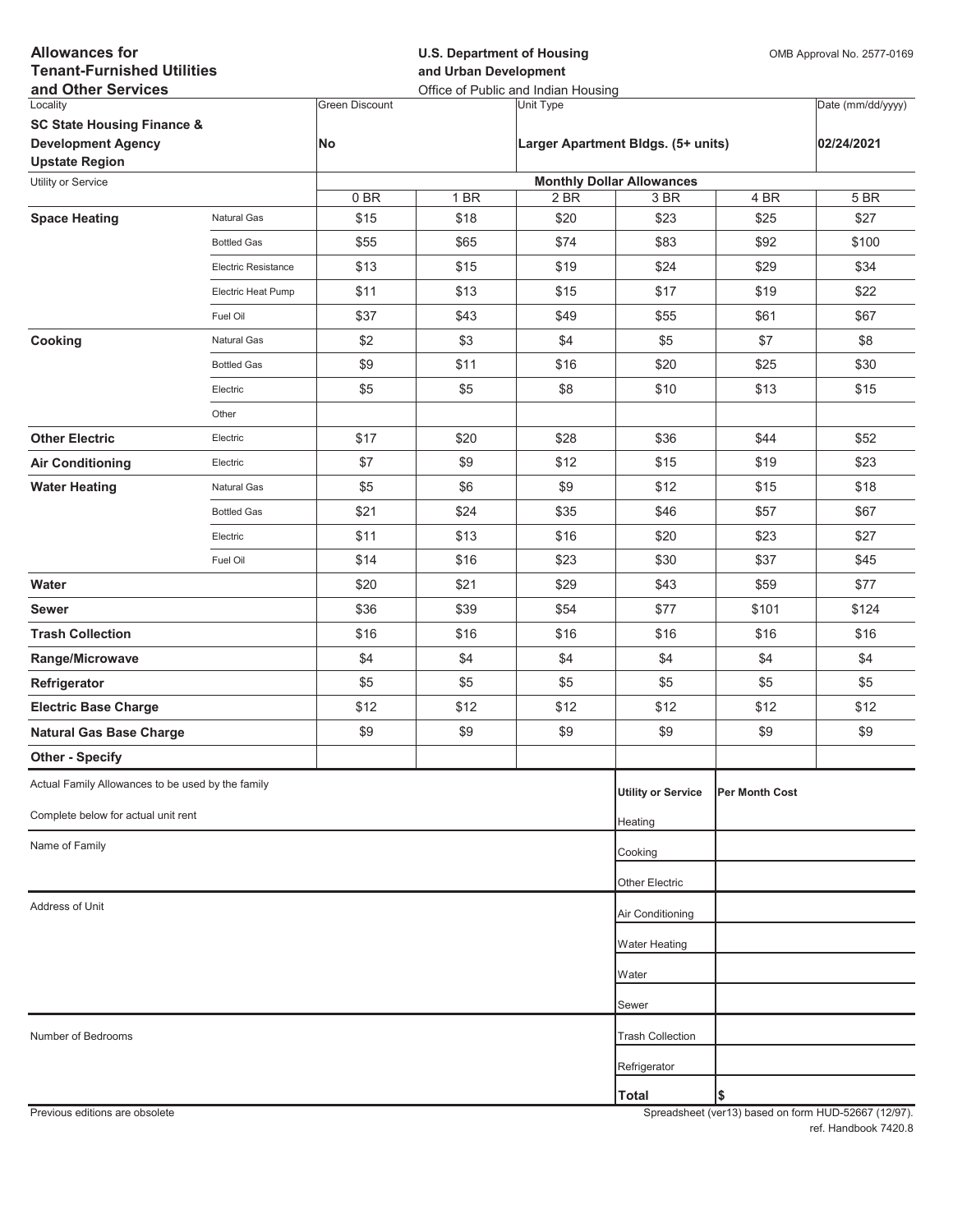**Allowances for Tenant-Furnished Utilities and Other Services**

**U.S. Department of Housing and Urban Development**
Office of Public and Indian Housing

OMB Approval No. 2577-0169

| Locality | Green Discount | Unit Type | Date (mm/dd/yyyy) |
|---|---|---|---|
| **SC State Housing Finance & Development Agency Upstate Region** | **No** | **Larger Apartment Bldgs. (5+ units)** | **02/24/2021** |

| Utility or Service | | Monthly Dollar Allowances | | | | | |
|---|---|---|---|---|---|---|---|
| | | 0 BR | 1 BR | 2 BR | 3 BR | 4 BR | 5 BR |
| **Space Heating** | Natural Gas | $15 | $18 | $20 | $23 | $25 | $27 |
| | Bottled Gas | $55 | $65 | $74 | $83 | $92 | $100 |
| | Electric Resistance | $13 | $15 | $19 | $24 | $29 | $34 |
| | Electric Heat Pump | $11 | $13 | $15 | $17 | $19 | $22 |
| | Fuel Oil | $37 | $43 | $49 | $55 | $61 | $67 |
| **Cooking** | Natural Gas | $2 | $3 | $4 | $5 | $7 | $8 |
| | Bottled Gas | $9 | $11 | $16 | $20 | $25 | $30 |
| | Electric | $5 | $5 | $8 | $10 | $13 | $15 |
| | Other | | | | | | |
| **Other Electric** | Electric | $17 | $20 | $28 | $36 | $44 | $52 |
| **Air Conditioning** | Electric | $7 | $9 | $12 | $15 | $19 | $23 |
| **Water Heating** | Natural Gas | $5 | $6 | $9 | $12 | $15 | $18 |
| | Bottled Gas | $21 | $24 | $35 | $46 | $57 | $67 |
| | Electric | $11 | $13 | $16 | $20 | $23 | $27 |
| | Fuel Oil | $14 | $16 | $23 | $30 | $37 | $45 |
| **Water** | | $20 | $21 | $29 | $43 | $59 | $77 |
| **Sewer** | | $36 | $39 | $54 | $77 | $101 | $124 |
| **Trash Collection** | | $16 | $16 | $16 | $16 | $16 | $16 |
| **Range/Microwave** | | $4 | $4 | $4 | $4 | $4 | $4 |
| **Refrigerator** | | $5 | $5 | $5 | $5 | $5 | $5 |
| **Electric Base Charge** | | $12 | $12 | $12 | $12 | $12 | $12 |
| **Natural Gas Base Charge** | | $9 | $9 | $9 | $9 | $9 | $9 |
| **Other - Specify** | | | | | | | |

Actual Family Allowances to be used by the family

Complete below for actual unit rent

Name of Family

Address of Unit

Number of Bedrooms

| Utility or Service | Per Month Cost |
|---|---|
| Heating | |
| Cooking | |
| Other Electric | |
| Air Conditioning | |
| Water Heating | |
| Water | |
| Sewer | |
| Trash Collection | |
| Refrigerator | |
| **Total** | **$** |

Previous editions are obsolete

Spreadsheet (ver13) based on form HUD-52667 (12/97).
ref. Handbook 7420.8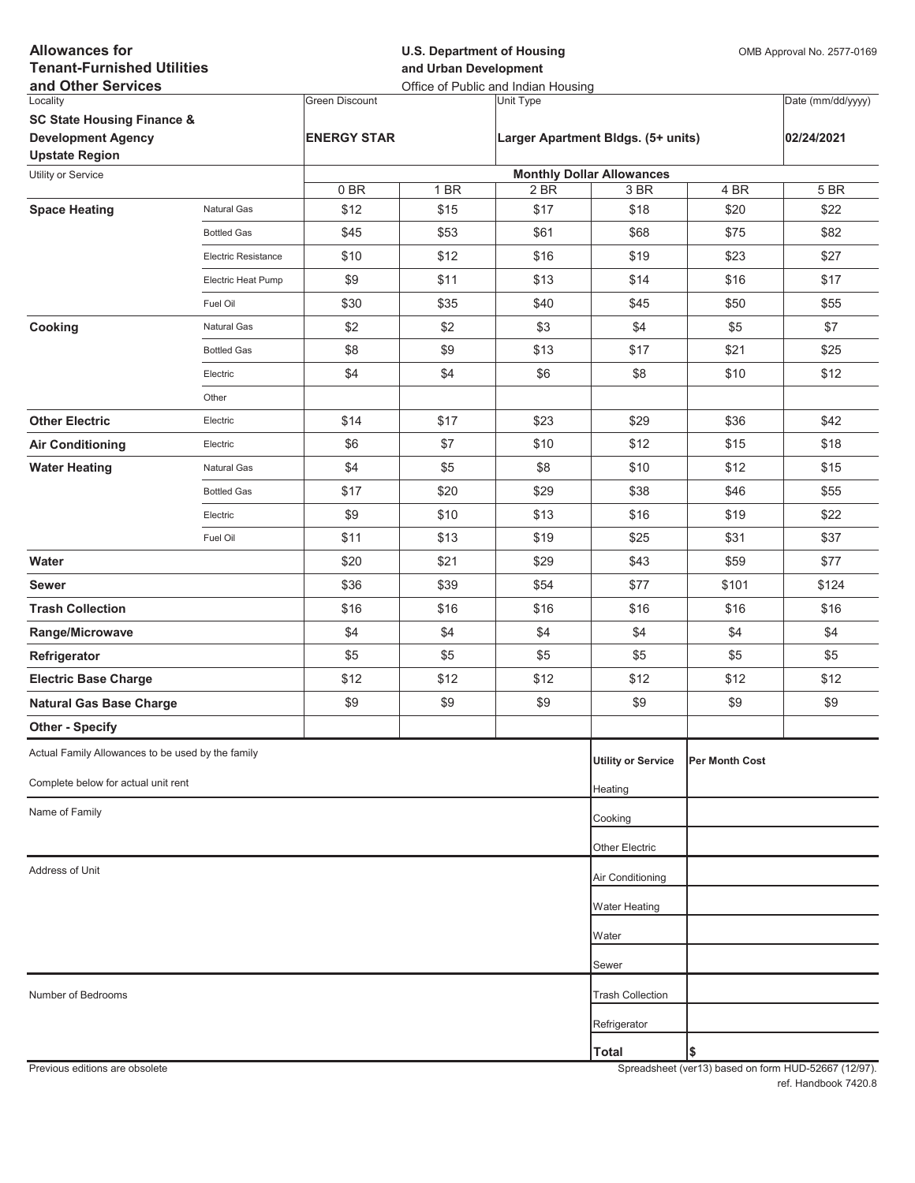**Allowances for Tenant-Furnished Utilities and Other Services**

**U.S. Department of Housing and Urban Development**
Office of Public and Indian Housing

OMB Approval No. 2577-0169

| Locality | Green Discount | Unit Type | Date (mm/dd/yyyy) |
|---|---|---|---|
| **SC State Housing Finance & Development Agency Upstate Region** | **ENERGY STAR** | **Larger Apartment Bldgs. (5+ units)** | **02/24/2021** |

| Utility or Service | | Monthly Dollar Allowances | | | | | |
|---|---|---|---|---|---|---|---|
| | | 0 BR | 1 BR | 2 BR | 3 BR | 4 BR | 5 BR |
| **Space Heating** | Natural Gas | $12 | $15 | $17 | $18 | $20 | $22 |
| | Bottled Gas | $45 | $53 | $61 | $68 | $75 | $82 |
| | Electric Resistance | $10 | $12 | $16 | $19 | $23 | $27 |
| | Electric Heat Pump | $9 | $11 | $13 | $14 | $16 | $17 |
| | Fuel Oil | $30 | $35 | $40 | $45 | $50 | $55 |
| **Cooking** | Natural Gas | $2 | $2 | $3 | $4 | $5 | $7 |
| | Bottled Gas | $8 | $9 | $13 | $17 | $21 | $25 |
| | Electric | $4 | $4 | $6 | $8 | $10 | $12 |
| | Other | | | | | | |
| **Other Electric** | Electric | $14 | $17 | $23 | $29 | $36 | $42 |
| **Air Conditioning** | Electric | $6 | $7 | $10 | $12 | $15 | $18 |
| **Water Heating** | Natural Gas | $4 | $5 | $8 | $10 | $12 | $15 |
| | Bottled Gas | $17 | $20 | $29 | $38 | $46 | $55 |
| | Electric | $9 | $10 | $13 | $16 | $19 | $22 |
| | Fuel Oil | $11 | $13 | $19 | $25 | $31 | $37 |
| **Water** | | $20 | $21 | $29 | $43 | $59 | $77 |
| **Sewer** | | $36 | $39 | $54 | $77 | $101 | $124 |
| **Trash Collection** | | $16 | $16 | $16 | $16 | $16 | $16 |
| **Range/Microwave** | | $4 | $4 | $4 | $4 | $4 | $4 |
| **Refrigerator** | | $5 | $5 | $5 | $5 | $5 | $5 |
| **Electric Base Charge** | | $12 | $12 | $12 | $12 | $12 | $12 |
| **Natural Gas Base Charge** | | $9 | $9 | $9 | $9 | $9 | $9 |
| **Other - Specify** | | | | | | | |

Actual Family Allowances to be used by the family

Complete below for actual unit rent

Name of Family

Address of Unit

Number of Bedrooms

| Utility or Service | Per Month Cost |
|---|---|
| Heating | |
| Cooking | |
| Other Electric | |
| Air Conditioning | |
| Water Heating | |
| Water | |
| Sewer | |
| Trash Collection | |
| Refrigerator | |
| **Total** | $ |

Previous editions are obsolete

Spreadsheet (ver13) based on form HUD-52667 (12/97). ref. Handbook 7420.8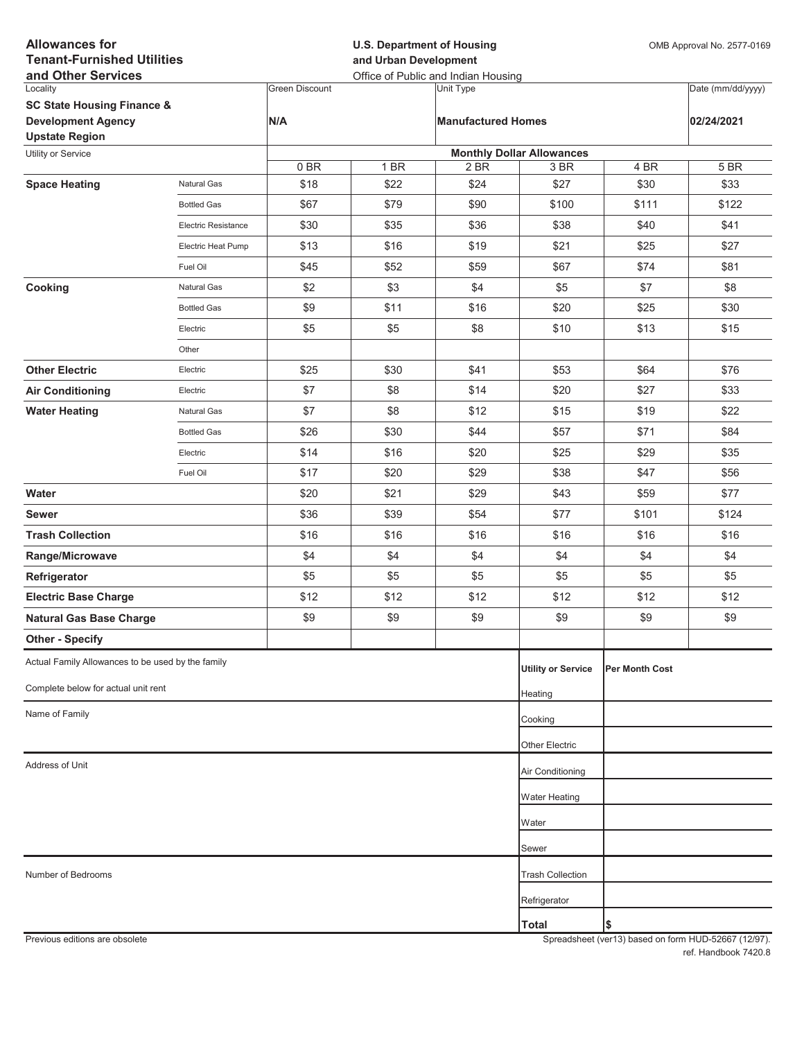**Allowances for Tenant-Furnished Utilities and Other Services**

**U.S. Department of Housing and Urban Development**
Office of Public and Indian Housing

OMB Approval No. 2577-0169

| Locality | Green Discount | Unit Type | Date (mm/dd/yyyy) |
|---|---|---|---|
| **SC State Housing Finance & Development Agency Upstate Region** | **N/A** | **Manufactured Homes** | **02/24/2021** |

| Utility or Service | | Monthly Dollar Allowances | | | | | |
|---|---|---|---|---|---|---|---|
| | | 0 BR | 1 BR | 2 BR | 3 BR | 4 BR | 5 BR |
| **Space Heating** | Natural Gas | $18 | $22 | $24 | $27 | $30 | $33 |
| | Bottled Gas | $67 | $79 | $90 | $100 | $111 | $122 |
| | Electric Resistance | $30 | $35 | $36 | $38 | $40 | $41 |
| | Electric Heat Pump | $13 | $16 | $19 | $21 | $25 | $27 |
| | Fuel Oil | $45 | $52 | $59 | $67 | $74 | $81 |
| **Cooking** | Natural Gas | $2 | $3 | $4 | $5 | $7 | $8 |
| | Bottled Gas | $9 | $11 | $16 | $20 | $25 | $30 |
| | Electric | $5 | $5 | $8 | $10 | $13 | $15 |
| | Other | | | | | | |
| **Other Electric** | Electric | $25 | $30 | $41 | $53 | $64 | $76 |
| **Air Conditioning** | Electric | $7 | $8 | $14 | $20 | $27 | $33 |
| **Water Heating** | Natural Gas | $7 | $8 | $12 | $15 | $19 | $22 |
| | Bottled Gas | $26 | $30 | $44 | $57 | $71 | $84 |
| | Electric | $14 | $16 | $20 | $25 | $29 | $35 |
| | Fuel Oil | $17 | $20 | $29 | $38 | $47 | $56 |
| **Water** | | $20 | $21 | $29 | $43 | $59 | $77 |
| **Sewer** | | $36 | $39 | $54 | $77 | $101 | $124 |
| **Trash Collection** | | $16 | $16 | $16 | $16 | $16 | $16 |
| **Range/Microwave** | | $4 | $4 | $4 | $4 | $4 | $4 |
| **Refrigerator** | | $5 | $5 | $5 | $5 | $5 | $5 |
| **Electric Base Charge** | | $12 | $12 | $12 | $12 | $12 | $12 |
| **Natural Gas Base Charge** | | $9 | $9 | $9 | $9 | $9 | $9 |
| **Other - Specify** | | | | | | | |

Actual Family Allowances to be used by the family

Complete below for actual unit rent

Name of Family

Address of Unit

Number of Bedrooms

| **Utility or Service** | **Per Month Cost** |
|---|---|
| Heating | |
| Cooking | |
| Other Electric | |
| Air Conditioning | |
| Water Heating | |
| Water | |
| Sewer | |
| Trash Collection | |
| Refrigerator | |
| **Total** | **$** |

Previous editions are obsolete

Spreadsheet (ver13) based on form HUD-52667 (12/97).
ref. Handbook 7420.8